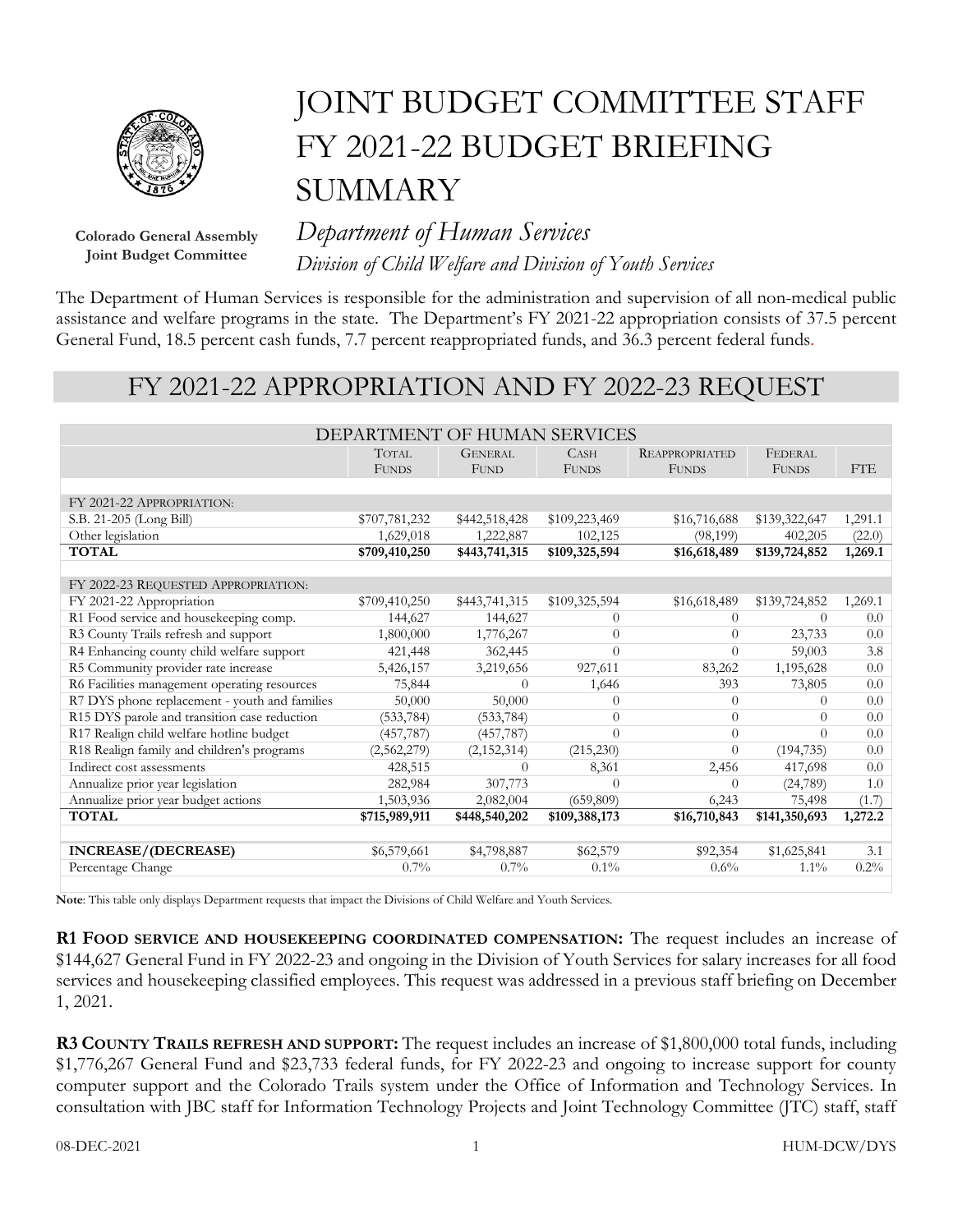Colorado General Assembly
Joint Budget Committee

# JOINT BUDGET COMMITTEE STAFF FY 2021-22 BUDGET BRIEFING SUMMARY

## *Department of Human Services*

*Division of Child Welfare and Division of Youth Services*

The Department of Human Services is responsible for the administration and supervision of all non-medical public assistance and welfare programs in the state. The Department's FY 2021-22 appropriation consists of 37.5 percent General Fund, 18.5 percent cash funds, 7.7 percent reappropriated funds, and 36.3 percent federal funds.

## FY 2021-22 APPROPRIATION AND FY 2022-23 REQUEST

| DEPARTMENT OF HUMAN SERVICES | | | | | | |
|---|---|---|---|---|---|---|
| | Total Funds | General Fund | Cash Funds | Reappropriated Funds | Federal Funds | FTE |
| FY 2021-22 Appropriation: | | | | | | |
| S.B. 21-205 (Long Bill) | $707,781,232 | $442,518,428 | $109,223,469 | $16,716,688 | $139,322,647 | 1,291.1 |
| Other legislation | 1,629,018 | 1,222,887 | 102,125 | (98,199) | 402,205 | (22.0) |
| **TOTAL** | **$709,410,250** | **$443,741,315** | **$109,325,594** | **$16,618,489** | **$139,724,852** | **1,269.1** |
| FY 2022-23 Requested Appropriation: | | | | | | |
| FY 2021-22 Appropriation | $709,410,250 | $443,741,315 | $109,325,594 | $16,618,489 | $139,724,852 | 1,269.1 |
| R1 Food service and housekeeping comp. | 144,627 | 144,627 | 0 | 0 | 0 | 0.0 |
| R3 County Trails refresh and support | 1,800,000 | 1,776,267 | 0 | 0 | 23,733 | 0.0 |
| R4 Enhancing county child welfare support | 421,448 | 362,445 | 0 | 0 | 59,003 | 3.8 |
| R5 Community provider rate increase | 5,426,157 | 3,219,656 | 927,611 | 83,262 | 1,195,628 | 0.0 |
| R6 Facilities management operating resources | 75,844 | 0 | 1,646 | 393 | 73,805 | 0.0 |
| R7 DYS phone replacement - youth and families | 50,000 | 50,000 | 0 | 0 | 0 | 0.0 |
| R15 DYS parole and transition case reduction | (533,784) | (533,784) | 0 | 0 | 0 | 0.0 |
| R17 Realign child welfare hotline budget | (457,787) | (457,787) | 0 | 0 | 0 | 0.0 |
| R18 Realign family and children's programs | (2,562,279) | (2,152,314) | (215,230) | 0 | (194,735) | 0.0 |
| Indirect cost assessments | 428,515 | 0 | 8,361 | 2,456 | 417,698 | 0.0 |
| Annualize prior year legislation | 282,984 | 307,773 | 0 | 0 | (24,789) | 1.0 |
| Annualize prior year budget actions | 1,503,936 | 2,082,004 | (659,809) | 6,243 | 75,498 | (1.7) |
| **TOTAL** | **$715,989,911** | **$448,540,202** | **$109,388,173** | **$16,710,843** | **$141,350,693** | **1,272.2** |
| **INCREASE/(DECREASE)** | $6,579,661 | $4,798,887 | $62,579 | $92,354 | $1,625,841 | 3.1 |
| Percentage Change | 0.7% | 0.7% | 0.1% | 0.6% | 1.1% | 0.2% |

**Note**: This table only displays Department requests that impact the Divisions of Child Welfare and Youth Services.

**R1 Food service and housekeeping coordinated compensation:** The request includes an increase of $144,627 General Fund in FY 2022-23 and ongoing in the Division of Youth Services for salary increases for all food services and housekeeping classified employees. This request was addressed in a previous staff briefing on December 1, 2021.

**R3 County Trails refresh and support:** The request includes an increase of $1,800,000 total funds, including $1,776,267 General Fund and $23,733 federal funds, for FY 2022-23 and ongoing to increase support for county computer support and the Colorado Trails system under the Office of Information and Technology Services. In consultation with JBC staff for Information Technology Projects and Joint Technology Committee (JTC) staff, staff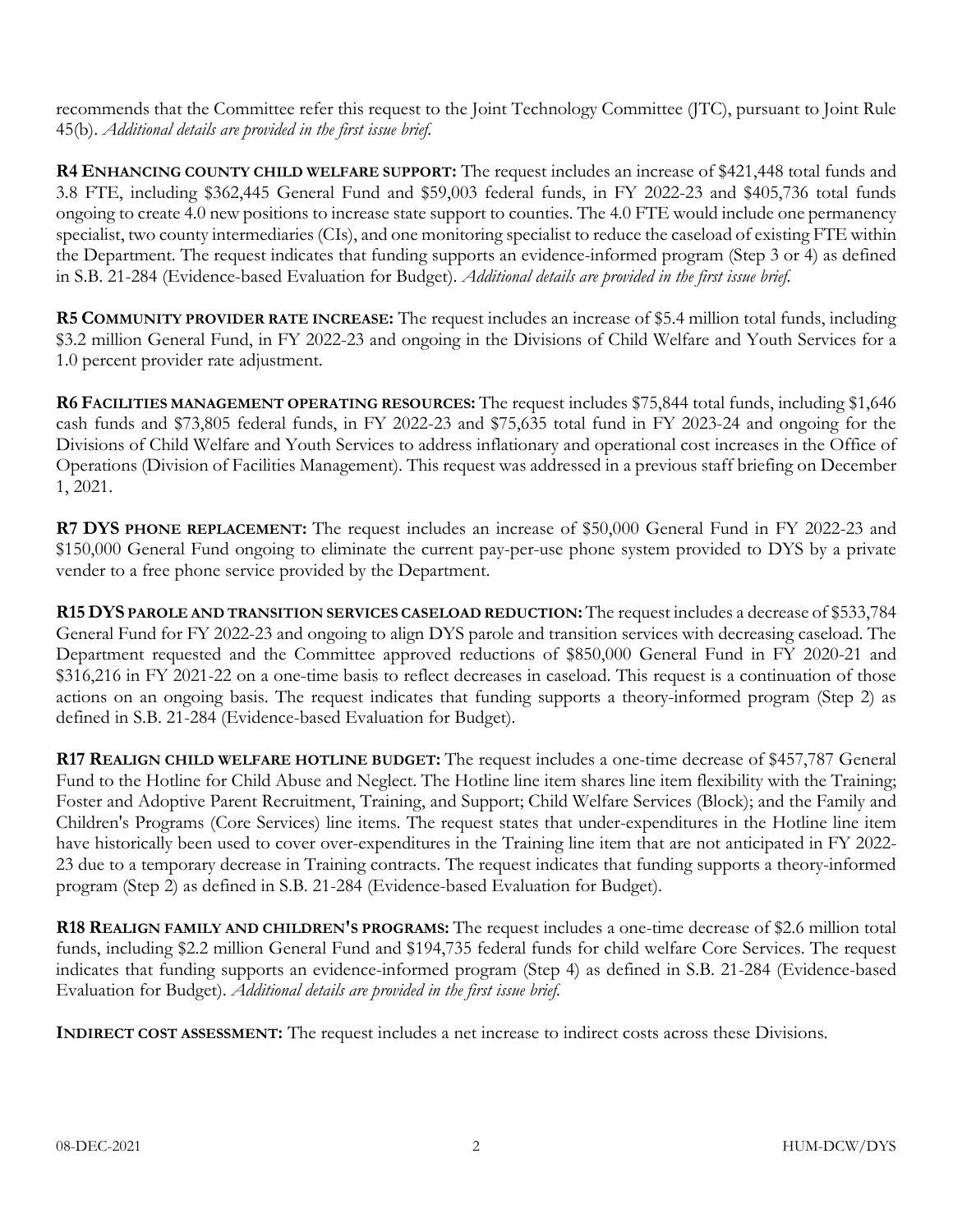recommends that the Committee refer this request to the Joint Technology Committee (JTC), pursuant to Joint Rule 45(b). *Additional details are provided in the first issue brief.*

**R4 ENHANCING COUNTY CHILD WELFARE SUPPORT:** The request includes an increase of $421,448 total funds and 3.8 FTE, including $362,445 General Fund and $59,003 federal funds, in FY 2022-23 and $405,736 total funds ongoing to create 4.0 new positions to increase state support to counties. The 4.0 FTE would include one permanency specialist, two county intermediaries (CIs), and one monitoring specialist to reduce the caseload of existing FTE within the Department. The request indicates that funding supports an evidence-informed program (Step 3 or 4) as defined in S.B. 21-284 (Evidence-based Evaluation for Budget). *Additional details are provided in the first issue brief.*

**R5 COMMUNITY PROVIDER RATE INCREASE:** The request includes an increase of $5.4 million total funds, including $3.2 million General Fund, in FY 2022-23 and ongoing in the Divisions of Child Welfare and Youth Services for a 1.0 percent provider rate adjustment.

**R6 FACILITIES MANAGEMENT OPERATING RESOURCES:** The request includes $75,844 total funds, including $1,646 cash funds and $73,805 federal funds, in FY 2022-23 and $75,635 total fund in FY 2023-24 and ongoing for the Divisions of Child Welfare and Youth Services to address inflationary and operational cost increases in the Office of Operations (Division of Facilities Management). This request was addressed in a previous staff briefing on December 1, 2021.

**R7 DYS PHONE REPLACEMENT:** The request includes an increase of $50,000 General Fund in FY 2022-23 and $150,000 General Fund ongoing to eliminate the current pay-per-use phone system provided to DYS by a private vender to a free phone service provided by the Department.

**R15 DYS PAROLE AND TRANSITION SERVICES CASELOAD REDUCTION:** The request includes a decrease of $533,784 General Fund for FY 2022-23 and ongoing to align DYS parole and transition services with decreasing caseload. The Department requested and the Committee approved reductions of $850,000 General Fund in FY 2020-21 and $316,216 in FY 2021-22 on a one-time basis to reflect decreases in caseload. This request is a continuation of those actions on an ongoing basis. The request indicates that funding supports a theory-informed program (Step 2) as defined in S.B. 21-284 (Evidence-based Evaluation for Budget).

**R17 REALIGN CHILD WELFARE HOTLINE BUDGET:** The request includes a one-time decrease of $457,787 General Fund to the Hotline for Child Abuse and Neglect. The Hotline line item shares line item flexibility with the Training; Foster and Adoptive Parent Recruitment, Training, and Support; Child Welfare Services (Block); and the Family and Children's Programs (Core Services) line items. The request states that under-expenditures in the Hotline line item have historically been used to cover over-expenditures in the Training line item that are not anticipated in FY 2022-23 due to a temporary decrease in Training contracts. The request indicates that funding supports a theory-informed program (Step 2) as defined in S.B. 21-284 (Evidence-based Evaluation for Budget).

**R18 REALIGN FAMILY AND CHILDREN'S PROGRAMS:** The request includes a one-time decrease of $2.6 million total funds, including $2.2 million General Fund and $194,735 federal funds for child welfare Core Services. The request indicates that funding supports an evidence-informed program (Step 4) as defined in S.B. 21-284 (Evidence-based Evaluation for Budget). *Additional details are provided in the first issue brief.*

**INDIRECT COST ASSESSMENT:** The request includes a net increase to indirect costs across these Divisions.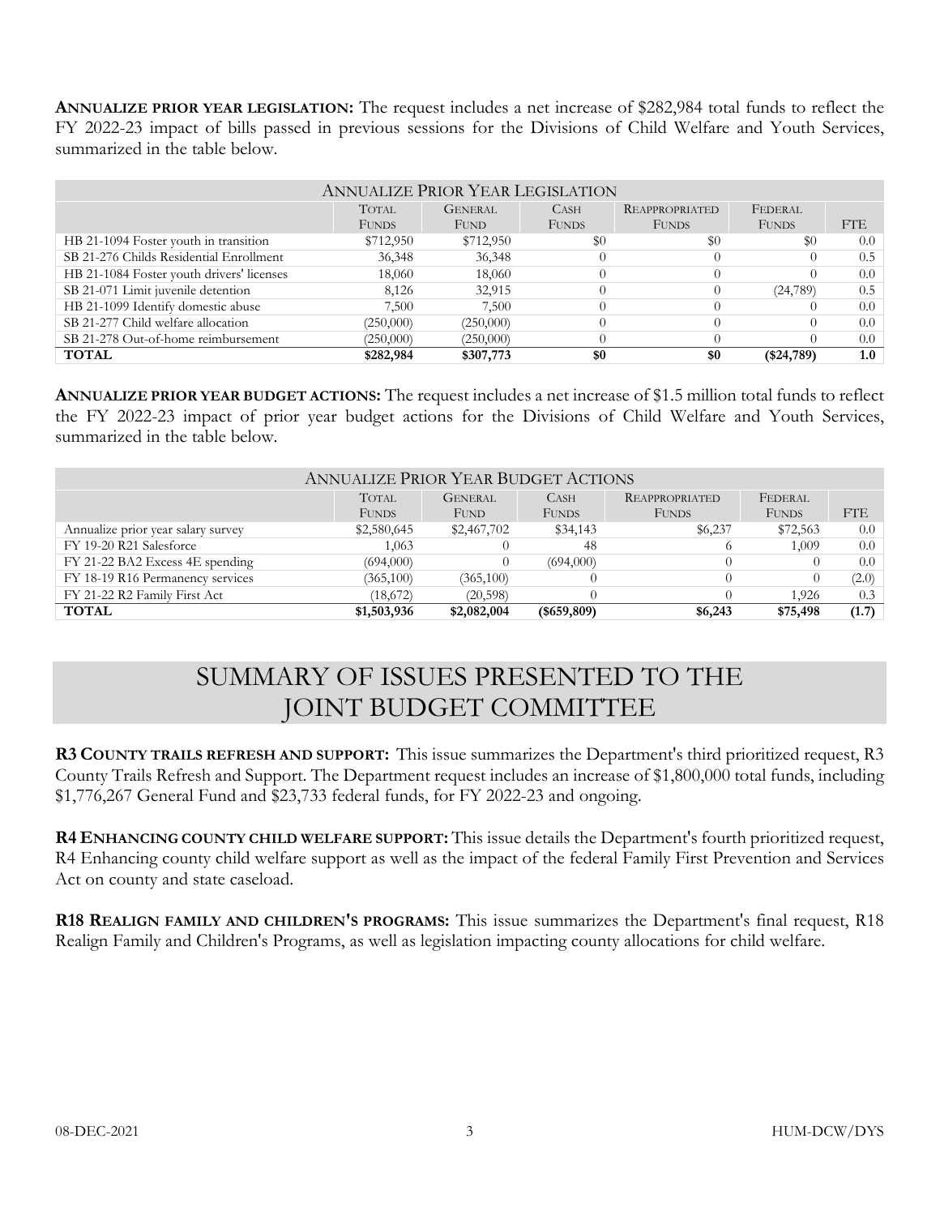**ANNUALIZE PRIOR YEAR LEGISLATION:** The request includes a net increase of $282,984 total funds to reflect the FY 2022-23 impact of bills passed in previous sessions for the Divisions of Child Welfare and Youth Services, summarized in the table below.

| ANNUALIZE PRIOR YEAR LEGISLATION | | | | | | |
|---|---|---|---|---|---|---|
| | TOTAL FUNDS | GENERAL FUND | CASH FUNDS | REAPPROPRIATED FUNDS | FEDERAL FUNDS | FTE |
| HB 21-1094 Foster youth in transition | $712,950 | $712,950 | $0 | $0 | $0 | 0.0 |
| SB 21-276 Childs Residential Enrollment | 36,348 | 36,348 | 0 | 0 | 0 | 0.5 |
| HB 21-1084 Foster youth drivers' licenses | 18,060 | 18,060 | 0 | 0 | 0 | 0.0 |
| SB 21-071 Limit juvenile detention | 8,126 | 32,915 | 0 | 0 | (24,789) | 0.5 |
| HB 21-1099 Identify domestic abuse | 7,500 | 7,500 | 0 | 0 | 0 | 0.0 |
| SB 21-277 Child welfare allocation | (250,000) | (250,000) | 0 | 0 | 0 | 0.0 |
| SB 21-278 Out-of-home reimbursement | (250,000) | (250,000) | 0 | 0 | 0 | 0.0 |
| **TOTAL** | **$282,984** | **$307,773** | **$0** | **$0** | **($24,789)** | **1.0** |

**ANNUALIZE PRIOR YEAR BUDGET ACTIONS:** The request includes a net increase of $1.5 million total funds to reflect the FY 2022-23 impact of prior year budget actions for the Divisions of Child Welfare and Youth Services, summarized in the table below.

| ANNUALIZE PRIOR YEAR BUDGET ACTIONS | | | | | | |
|---|---|---|---|---|---|---|
| | TOTAL FUNDS | GENERAL FUND | CASH FUNDS | REAPPROPRIATED FUNDS | FEDERAL FUNDS | FTE |
| Annualize prior year salary survey | $2,580,645 | $2,467,702 | $34,143 | $6,237 | $72,563 | 0.0 |
| FY 19-20 R21 Salesforce | 1,063 | 0 | 48 | 6 | 1,009 | 0.0 |
| FY 21-22 BA2 Excess 4E spending | (694,000) | 0 | (694,000) | 0 | 0 | 0.0 |
| FY 18-19 R16 Permanency services | (365,100) | (365,100) | 0 | 0 | 0 | (2.0) |
| FY 21-22 R2 Family First Act | (18,672) | (20,598) | 0 | 0 | 1,926 | 0.3 |
| **TOTAL** | **$1,503,936** | **$2,082,004** | **($659,809)** | **$6,243** | **$75,498** | **(1.7)** |

# SUMMARY OF ISSUES PRESENTED TO THE JOINT BUDGET COMMITTEE

**R3 COUNTY TRAILS REFRESH AND SUPPORT:** This issue summarizes the Department's third prioritized request, R3 County Trails Refresh and Support. The Department request includes an increase of $1,800,000 total funds, including $1,776,267 General Fund and $23,733 federal funds, for FY 2022-23 and ongoing.

**R4 ENHANCING COUNTY CHILD WELFARE SUPPORT:** This issue details the Department's fourth prioritized request, R4 Enhancing county child welfare support as well as the impact of the federal Family First Prevention and Services Act on county and state caseload.

**R18 REALIGN FAMILY AND CHILDREN'S PROGRAMS:** This issue summarizes the Department's final request, R18 Realign Family and Children's Programs, as well as legislation impacting county allocations for child welfare.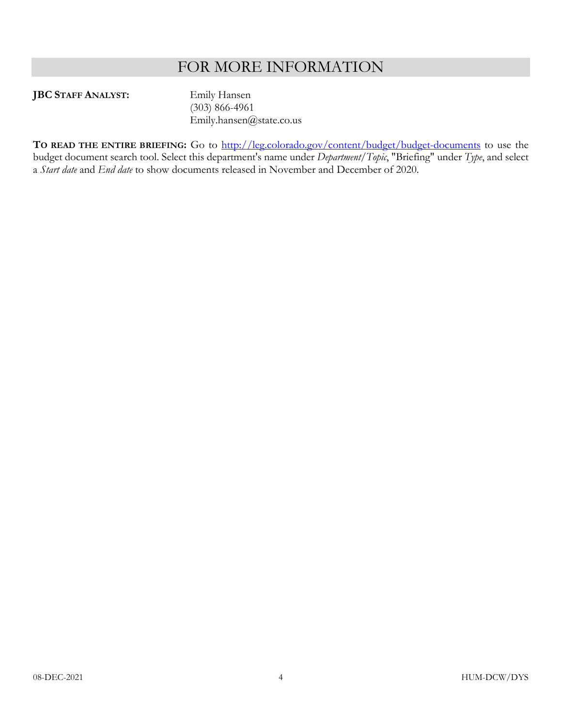# FOR MORE INFORMATION

**JBC STAFF ANALYST:** Emily Hansen
(303) 866-4961
Emily.hansen@state.co.us

**TO READ THE ENTIRE BRIEFING:** Go to [http://leg.colorado.gov/content/budget/budget-documents](http://leg.colorado.gov/content/budget/budget-documents) to use the budget document search tool. Select this department's name under *Department/Topic*, "Briefing" under *Type*, and select a *Start date* and *End date* to show documents released in November and December of 2020.